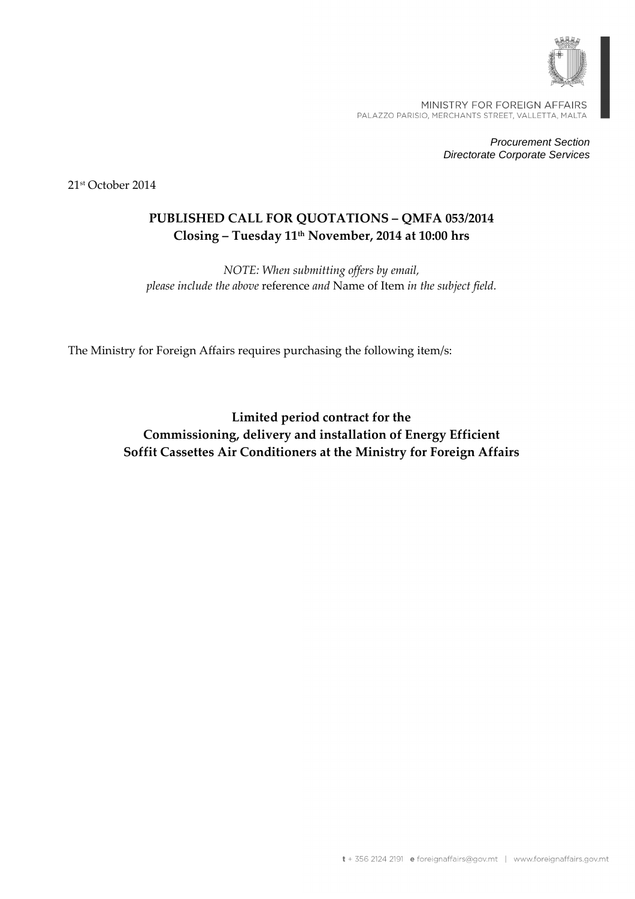MINISTRY FOR FOREIGN AFFAIRS
PALAZZO PARISIO, MERCHANTS STREET, VALLETTA, MALTA

*Procurement Section*
*Directorate Corporate Services*

21st October 2014

## PUBLISHED CALL FOR QUOTATIONS – QMFA 053/2014
## Closing – Tuesday 11th November, 2014 at 10:00 hrs

*NOTE: When submitting offers by email, please include the above* reference *and* Name of Item *in the subject field.*

The Ministry for Foreign Affairs requires purchasing the following item/s:

**Limited period contract for the Commissioning, delivery and installation of Energy Efficient Soffit Cassettes Air Conditioners at the Ministry for Foreign Affairs**

t + 356 2124 2191 e foreignaffairs@gov.mt | www.foreignaffairs.gov.mt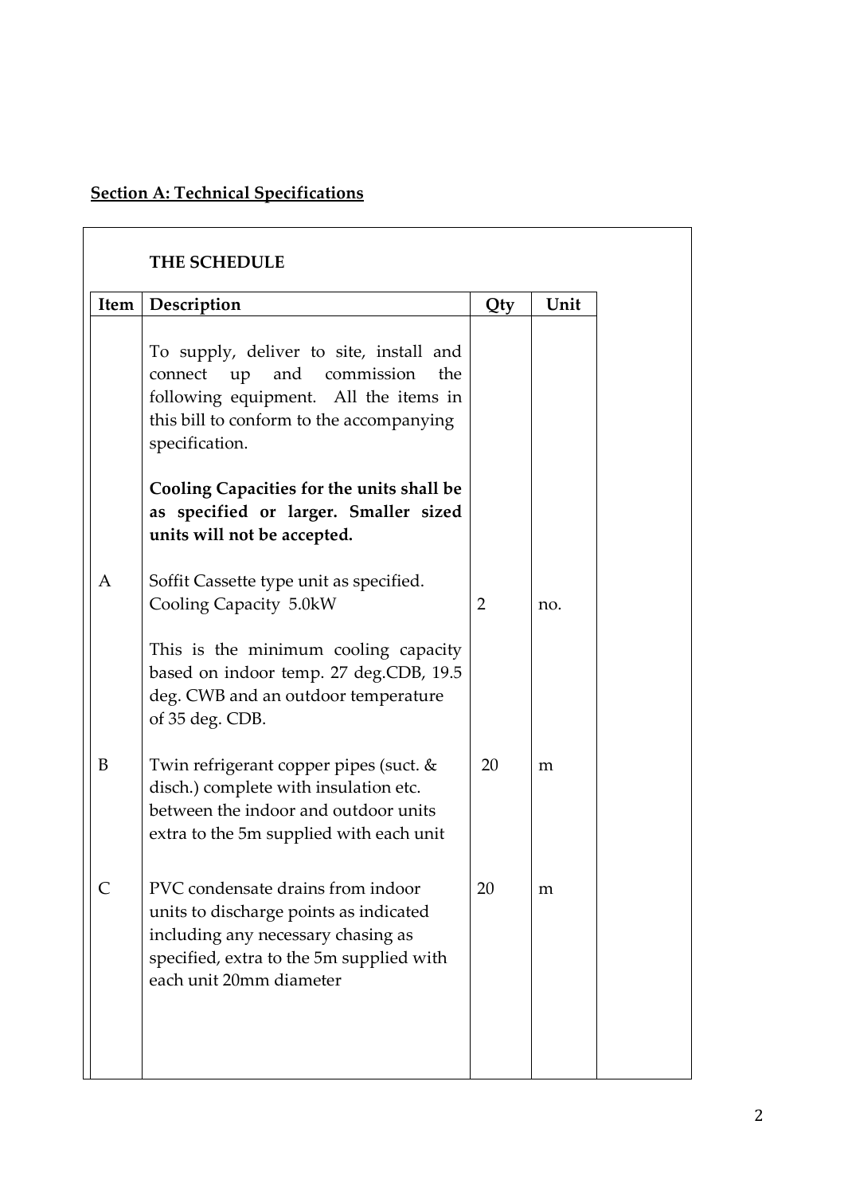## Section A: Technical Specifications

**THE SCHEDULE**

| Item | Description | Qty | Unit |
|---|---|---|---|
| | To supply, deliver to site, install and connect up and commission the following equipment. All the items in this bill to conform to the accompanying specification. | | |
| | **Cooling Capacities for the units shall be as specified or larger. Smaller sized units will not be accepted.** | | |
| A | Soffit Cassette type unit as specified. Cooling Capacity 5.0kW | 2 | no. |
| | This is the minimum cooling capacity based on indoor temp. 27 deg.CDB, 19.5 deg. CWB and an outdoor temperature of 35 deg. CDB. | | |
| B | Twin refrigerant copper pipes (suct. & disch.) complete with insulation etc. between the indoor and outdoor units extra to the 5m supplied with each unit | 20 | m |
| C | PVC condensate drains from indoor units to discharge points as indicated including any necessary chasing as specified, extra to the 5m supplied with each unit 20mm diameter | 20 | m |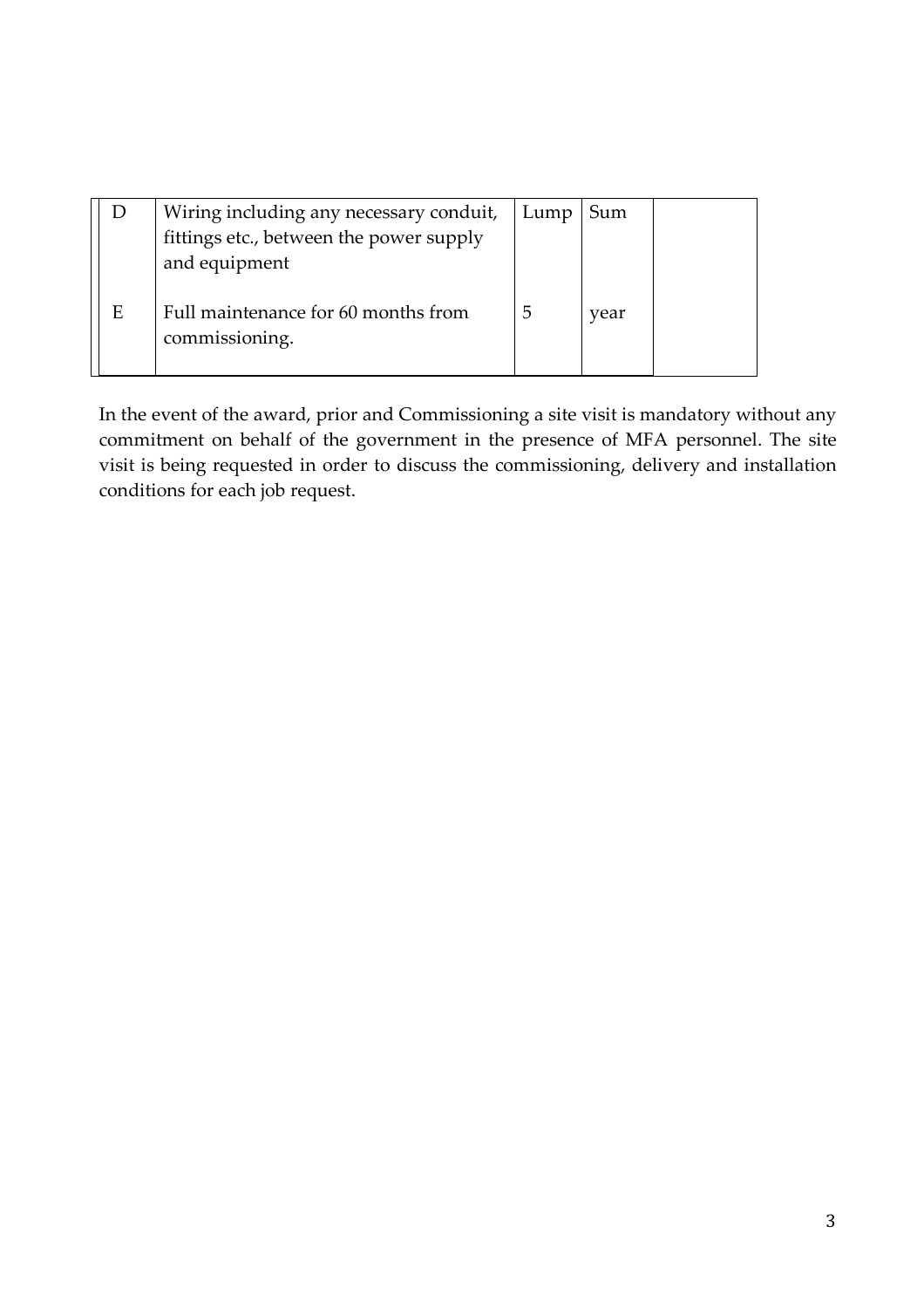| | | | | |
|---|---|---|---|---|
| D | Wiring including any necessary conduit, fittings etc., between the power supply and equipment | Lump | Sum | |
| E | Full maintenance for 60 months from commissioning. | 5 | year | |

In the event of the award, prior and Commissioning a site visit is mandatory without any commitment on behalf of the government in the presence of MFA personnel. The site visit is being requested in order to discuss the commissioning, delivery and installation conditions for each job request.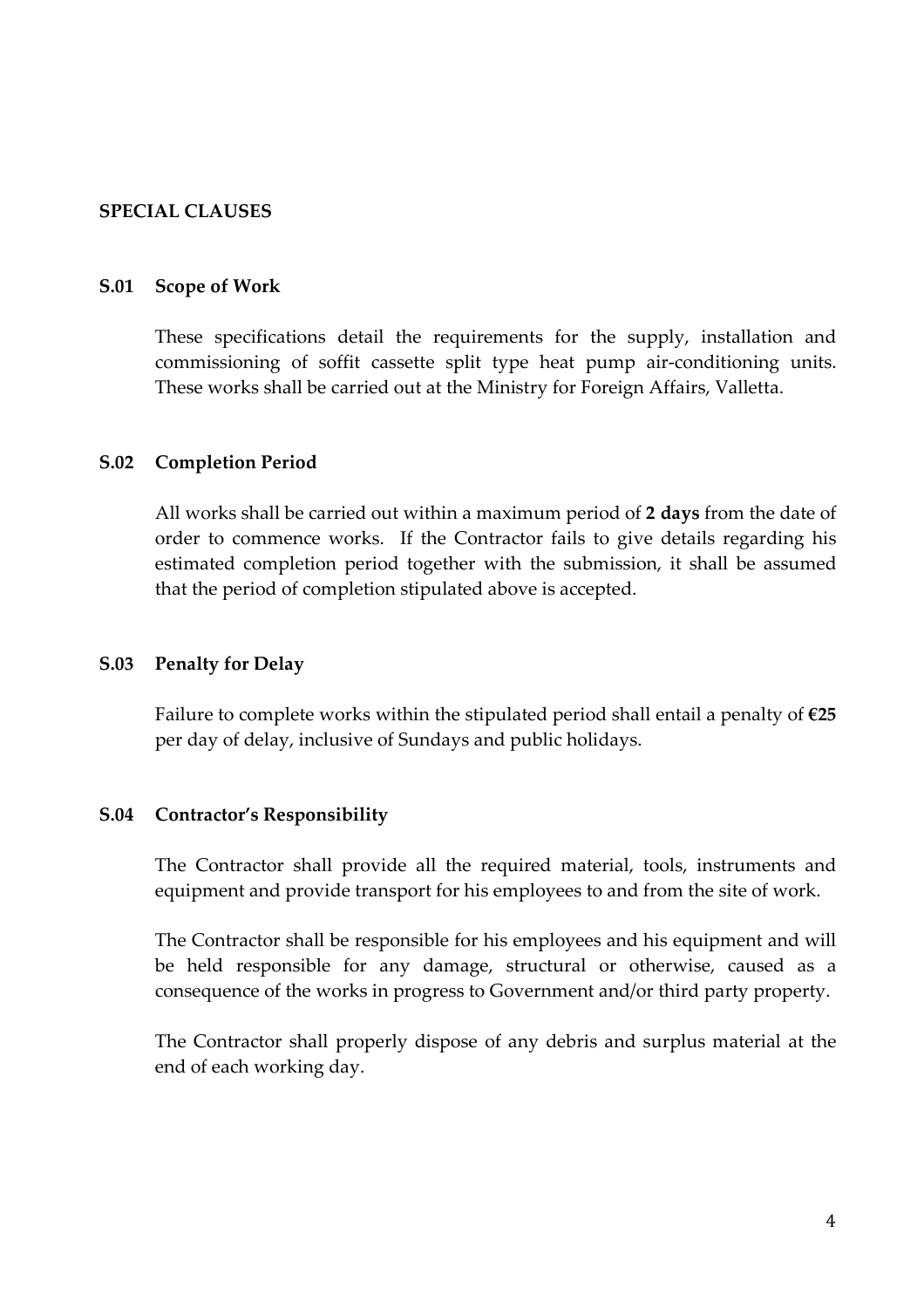## SPECIAL CLAUSES

### S.01 Scope of Work

These specifications detail the requirements for the supply, installation and commissioning of soffit cassette split type heat pump air-conditioning units. These works shall be carried out at the Ministry for Foreign Affairs, Valletta.

### S.02 Completion Period

All works shall be carried out within a maximum period of **2 days** from the date of order to commence works. If the Contractor fails to give details regarding his estimated completion period together with the submission, it shall be assumed that the period of completion stipulated above is accepted.

### S.03 Penalty for Delay

Failure to complete works within the stipulated period shall entail a penalty of **€25** per day of delay, inclusive of Sundays and public holidays.

### S.04 Contractor's Responsibility

The Contractor shall provide all the required material, tools, instruments and equipment and provide transport for his employees to and from the site of work.

The Contractor shall be responsible for his employees and his equipment and will be held responsible for any damage, structural or otherwise, caused as a consequence of the works in progress to Government and/or third party property.

The Contractor shall properly dispose of any debris and surplus material at the end of each working day.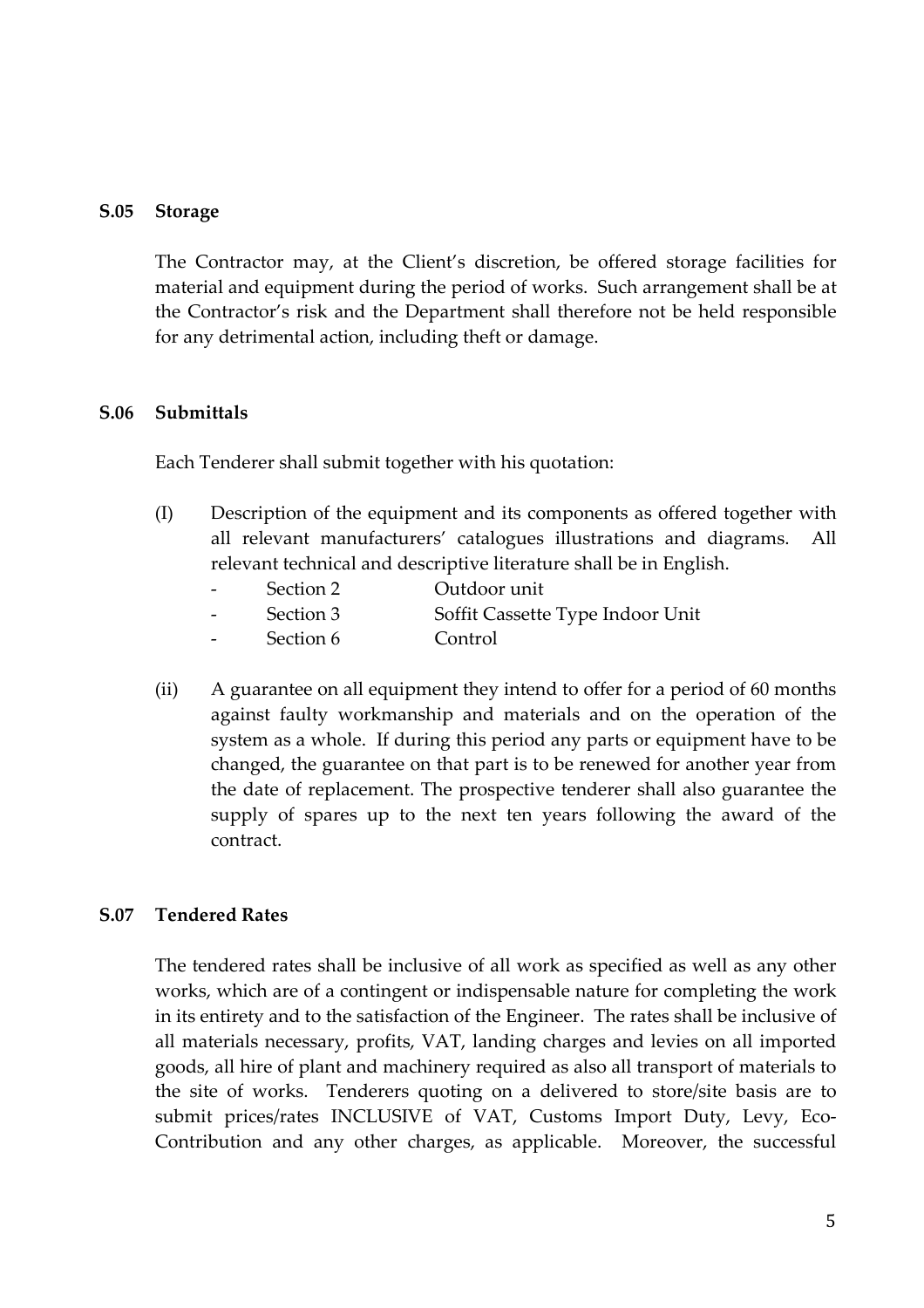### S.05 Storage

The Contractor may, at the Client's discretion, be offered storage facilities for material and equipment during the period of works. Such arrangement shall be at the Contractor's risk and the Department shall therefore not be held responsible for any detrimental action, including theft or damage.

### S.06 Submittals

Each Tenderer shall submit together with his quotation:

(I) Description of the equipment and its components as offered together with all relevant manufacturers' catalogues illustrations and diagrams. All relevant technical and descriptive literature shall be in English.

- Section 2 Outdoor unit
- Section 3 Soffit Cassette Type Indoor Unit
- Section 6 Control

(ii) A guarantee on all equipment they intend to offer for a period of 60 months against faulty workmanship and materials and on the operation of the system as a whole. If during this period any parts or equipment have to be changed, the guarantee on that part is to be renewed for another year from the date of replacement. The prospective tenderer shall also guarantee the supply of spares up to the next ten years following the award of the contract.

### S.07 Tendered Rates

The tendered rates shall be inclusive of all work as specified as well as any other works, which are of a contingent or indispensable nature for completing the work in its entirety and to the satisfaction of the Engineer. The rates shall be inclusive of all materials necessary, profits, VAT, landing charges and levies on all imported goods, all hire of plant and machinery required as also all transport of materials to the site of works. Tenderers quoting on a delivered to store/site basis are to submit prices/rates INCLUSIVE of VAT, Customs Import Duty, Levy, Eco-Contribution and any other charges, as applicable. Moreover, the successful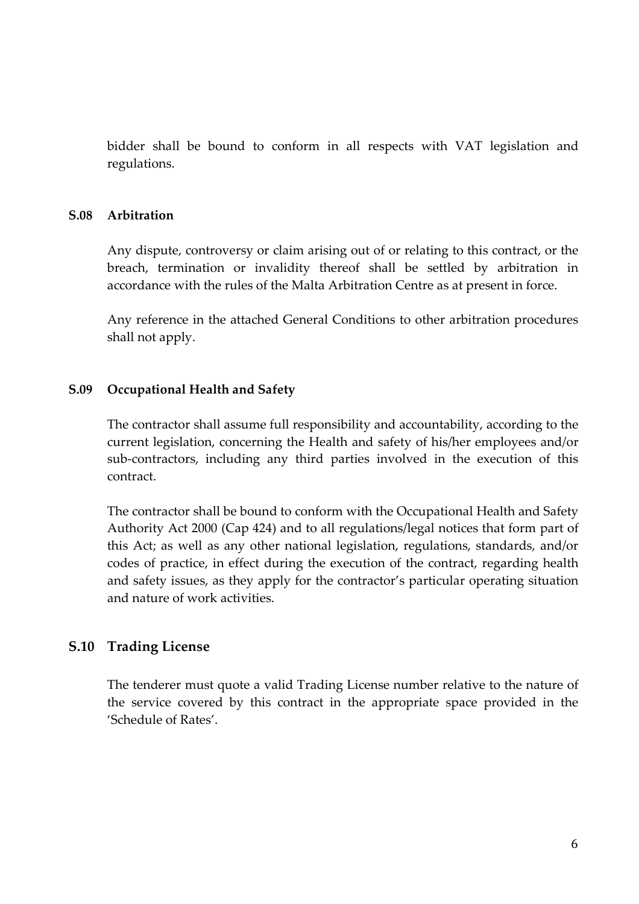bidder shall be bound to conform in all respects with VAT legislation and regulations.

### S.08 Arbitration

Any dispute, controversy or claim arising out of or relating to this contract, or the breach, termination or invalidity thereof shall be settled by arbitration in accordance with the rules of the Malta Arbitration Centre as at present in force.

Any reference in the attached General Conditions to other arbitration procedures shall not apply.

### S.09 Occupational Health and Safety

The contractor shall assume full responsibility and accountability, according to the current legislation, concerning the Health and safety of his/her employees and/or sub-contractors, including any third parties involved in the execution of this contract.

The contractor shall be bound to conform with the Occupational Health and Safety Authority Act 2000 (Cap 424) and to all regulations/legal notices that form part of this Act; as well as any other national legislation, regulations, standards, and/or codes of practice, in effect during the execution of the contract, regarding health and safety issues, as they apply for the contractor's particular operating situation and nature of work activities.

### S.10 Trading License

The tenderer must quote a valid Trading License number relative to the nature of the service covered by this contract in the appropriate space provided in the 'Schedule of Rates'.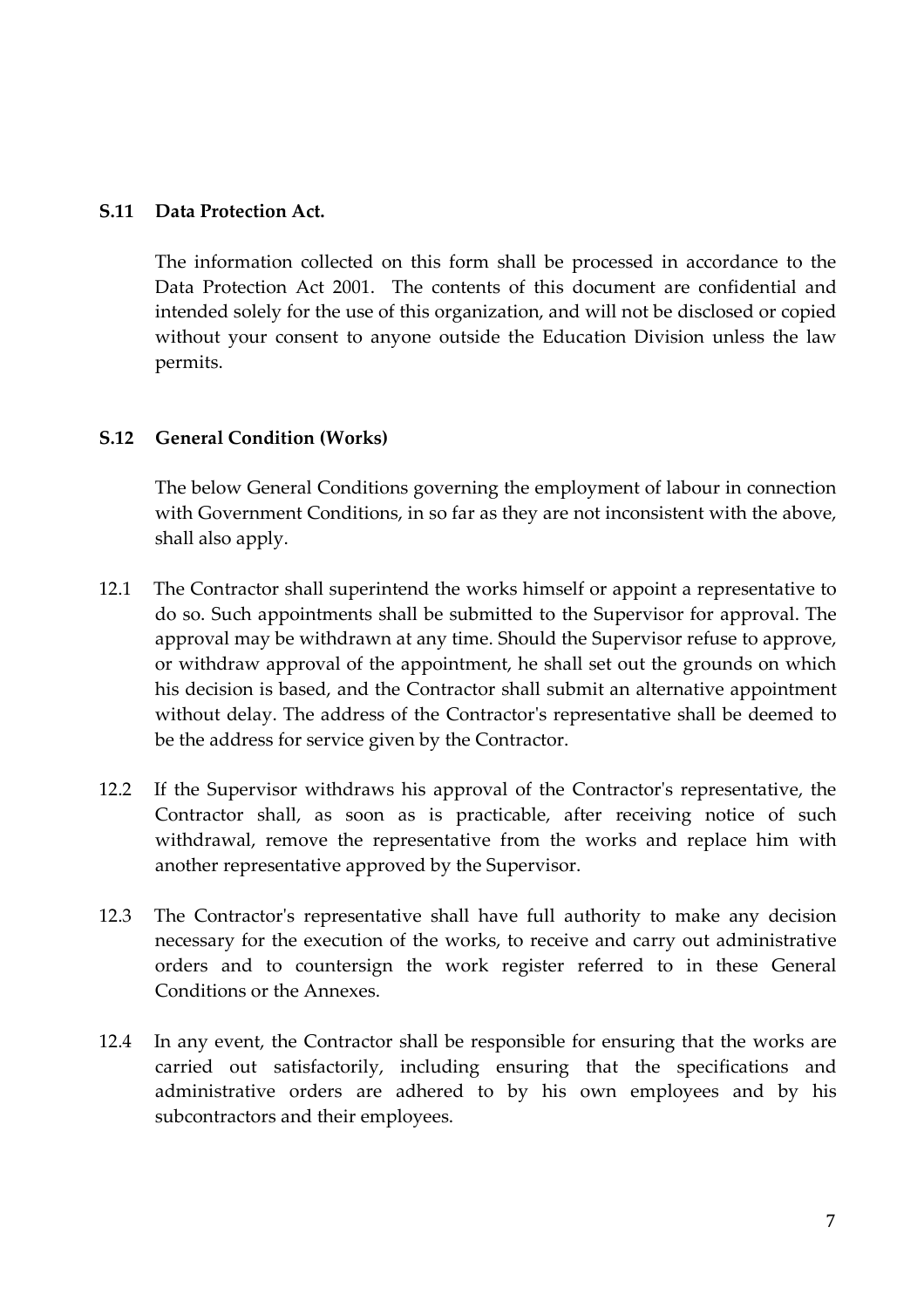**S.11 Data Protection Act.**

The information collected on this form shall be processed in accordance to the Data Protection Act 2001. The contents of this document are confidential and intended solely for the use of this organization, and will not be disclosed or copied without your consent to anyone outside the Education Division unless the law permits.

**S.12 General Condition (Works)**

The below General Conditions governing the employment of labour in connection with Government Conditions, in so far as they are not inconsistent with the above, shall also apply.

12.1 The Contractor shall superintend the works himself or appoint a representative to do so. Such appointments shall be submitted to the Supervisor for approval. The approval may be withdrawn at any time. Should the Supervisor refuse to approve, or withdraw approval of the appointment, he shall set out the grounds on which his decision is based, and the Contractor shall submit an alternative appointment without delay. The address of the Contractor's representative shall be deemed to be the address for service given by the Contractor.

12.2 If the Supervisor withdraws his approval of the Contractor's representative, the Contractor shall, as soon as is practicable, after receiving notice of such withdrawal, remove the representative from the works and replace him with another representative approved by the Supervisor.

12.3 The Contractor's representative shall have full authority to make any decision necessary for the execution of the works, to receive and carry out administrative orders and to countersign the work register referred to in these General Conditions or the Annexes.

12.4 In any event, the Contractor shall be responsible for ensuring that the works are carried out satisfactorily, including ensuring that the specifications and administrative orders are adhered to by his own employees and by his subcontractors and their employees.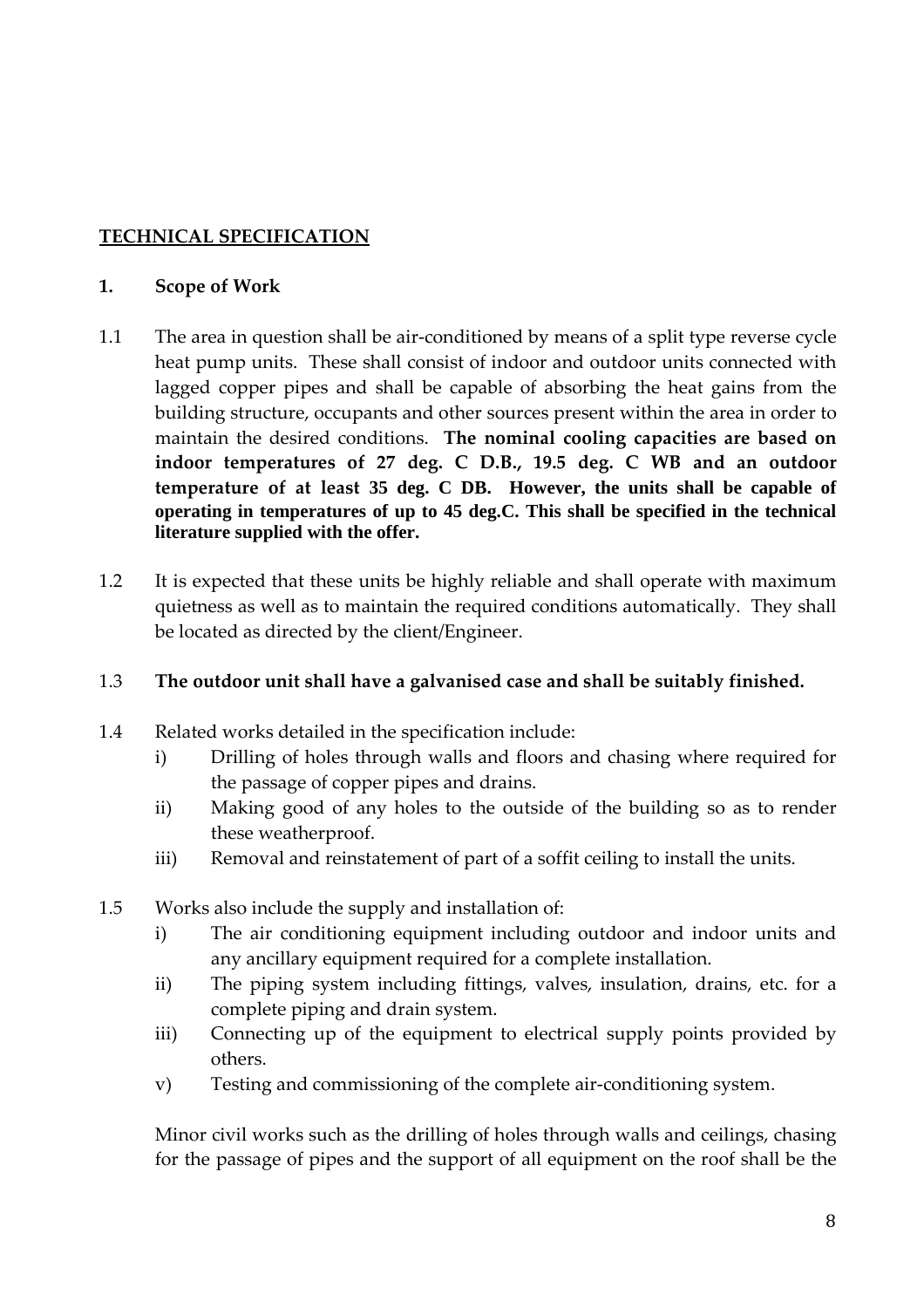## TECHNICAL SPECIFICATION

### 1. Scope of Work

1.1 The area in question shall be air-conditioned by means of a split type reverse cycle heat pump units. These shall consist of indoor and outdoor units connected with lagged copper pipes and shall be capable of absorbing the heat gains from the building structure, occupants and other sources present within the area in order to maintain the desired conditions. **The nominal cooling capacities are based on indoor temperatures of 27 deg. C D.B., 19.5 deg. C WB and an outdoor temperature of at least 35 deg. C DB. However, the units shall be capable of operating in temperatures of up to 45 deg.C. This shall be specified in the technical literature supplied with the offer.**

1.2 It is expected that these units be highly reliable and shall operate with maximum quietness as well as to maintain the required conditions automatically. They shall be located as directed by the client/Engineer.

1.3 **The outdoor unit shall have a galvanised case and shall be suitably finished.**

1.4 Related works detailed in the specification include:

- i) Drilling of holes through walls and floors and chasing where required for the passage of copper pipes and drains.
- ii) Making good of any holes to the outside of the building so as to render these weatherproof.
- iii) Removal and reinstatement of part of a soffit ceiling to install the units.

1.5 Works also include the supply and installation of:

- i) The air conditioning equipment including outdoor and indoor units and any ancillary equipment required for a complete installation.
- ii) The piping system including fittings, valves, insulation, drains, etc. for a complete piping and drain system.
- iii) Connecting up of the equipment to electrical supply points provided by others.
- v) Testing and commissioning of the complete air-conditioning system.

Minor civil works such as the drilling of holes through walls and ceilings, chasing for the passage of pipes and the support of all equipment on the roof shall be the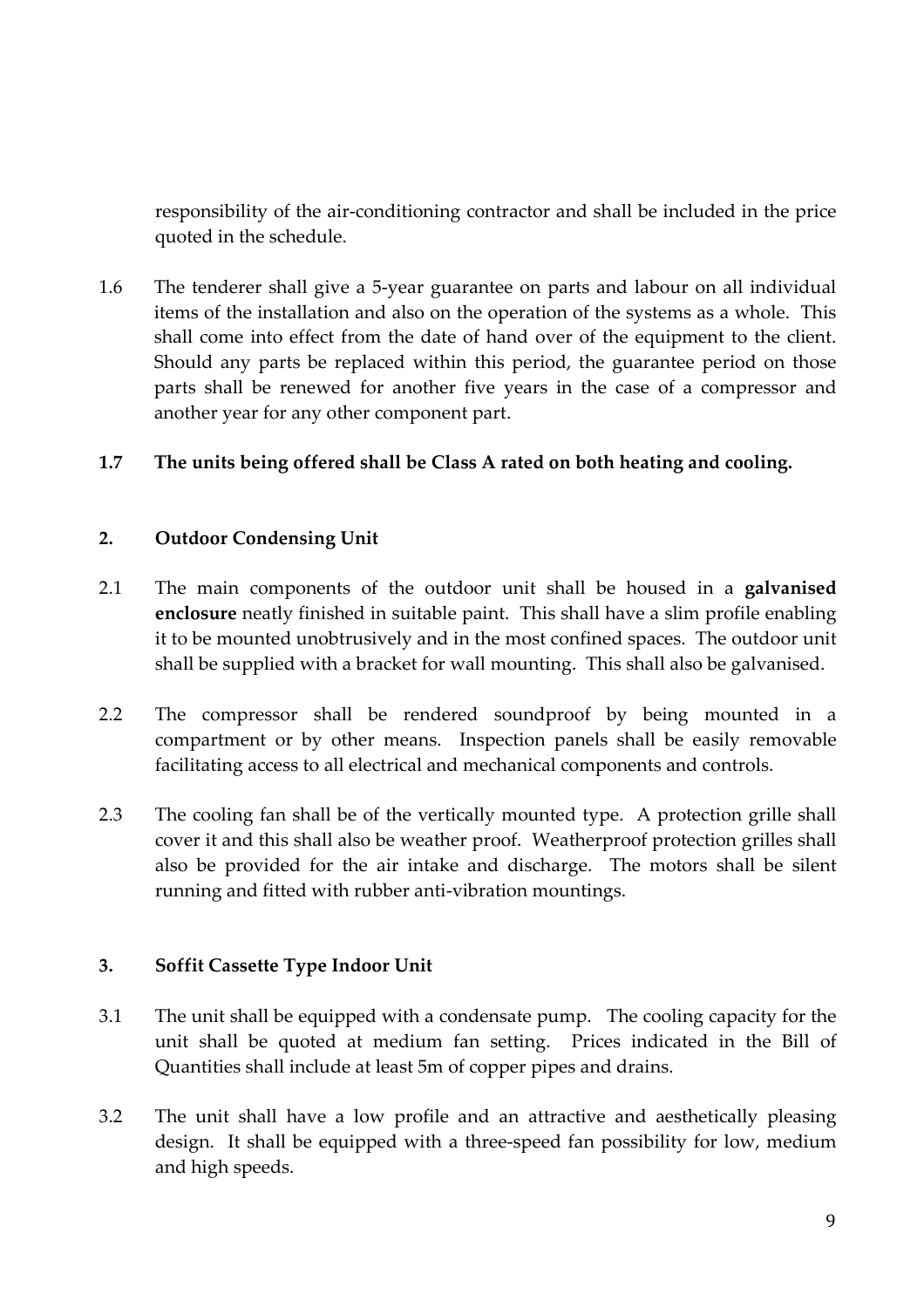responsibility of the air-conditioning contractor and shall be included in the price quoted in the schedule.

1.6 The tenderer shall give a 5-year guarantee on parts and labour on all individual items of the installation and also on the operation of the systems as a whole. This shall come into effect from the date of hand over of the equipment to the client. Should any parts be replaced within this period, the guarantee period on those parts shall be renewed for another five years in the case of a compressor and another year for any other component part.

**1.7 The units being offered shall be Class A rated on both heating and cooling.**

## 2. Outdoor Condensing Unit

2.1 The main components of the outdoor unit shall be housed in a **galvanised enclosure** neatly finished in suitable paint. This shall have a slim profile enabling it to be mounted unobtrusively and in the most confined spaces. The outdoor unit shall be supplied with a bracket for wall mounting. This shall also be galvanised.

2.2 The compressor shall be rendered soundproof by being mounted in a compartment or by other means. Inspection panels shall be easily removable facilitating access to all electrical and mechanical components and controls.

2.3 The cooling fan shall be of the vertically mounted type. A protection grille shall cover it and this shall also be weather proof. Weatherproof protection grilles shall also be provided for the air intake and discharge. The motors shall be silent running and fitted with rubber anti-vibration mountings.

## 3. Soffit Cassette Type Indoor Unit

3.1 The unit shall be equipped with a condensate pump. The cooling capacity for the unit shall be quoted at medium fan setting. Prices indicated in the Bill of Quantities shall include at least 5m of copper pipes and drains.

3.2 The unit shall have a low profile and an attractive and aesthetically pleasing design. It shall be equipped with a three-speed fan possibility for low, medium and high speeds.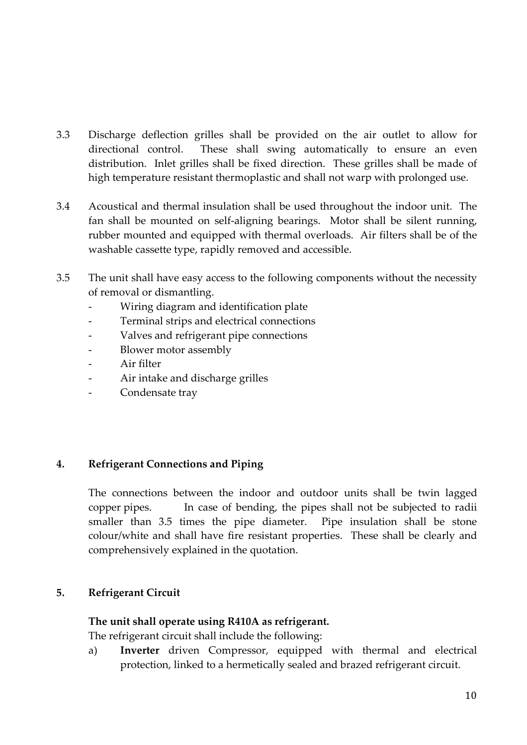3.3 Discharge deflection grilles shall be provided on the air outlet to allow for directional control. These shall swing automatically to ensure an even distribution. Inlet grilles shall be fixed direction. These grilles shall be made of high temperature resistant thermoplastic and shall not warp with prolonged use.

3.4 Acoustical and thermal insulation shall be used throughout the indoor unit. The fan shall be mounted on self-aligning bearings. Motor shall be silent running, rubber mounted and equipped with thermal overloads. Air filters shall be of the washable cassette type, rapidly removed and accessible.

3.5 The unit shall have easy access to the following components without the necessity of removal or dismantling.

- Wiring diagram and identification plate
- Terminal strips and electrical connections
- Valves and refrigerant pipe connections
- Blower motor assembly
- Air filter
- Air intake and discharge grilles
- Condensate tray

## 4. Refrigerant Connections and Piping

The connections between the indoor and outdoor units shall be twin lagged copper pipes. In case of bending, the pipes shall not be subjected to radii smaller than 3.5 times the pipe diameter. Pipe insulation shall be stone colour/white and shall have fire resistant properties. These shall be clearly and comprehensively explained in the quotation.

## 5. Refrigerant Circuit

**The unit shall operate using R410A as refrigerant.**

The refrigerant circuit shall include the following:

a) **Inverter** driven Compressor, equipped with thermal and electrical protection, linked to a hermetically sealed and brazed refrigerant circuit.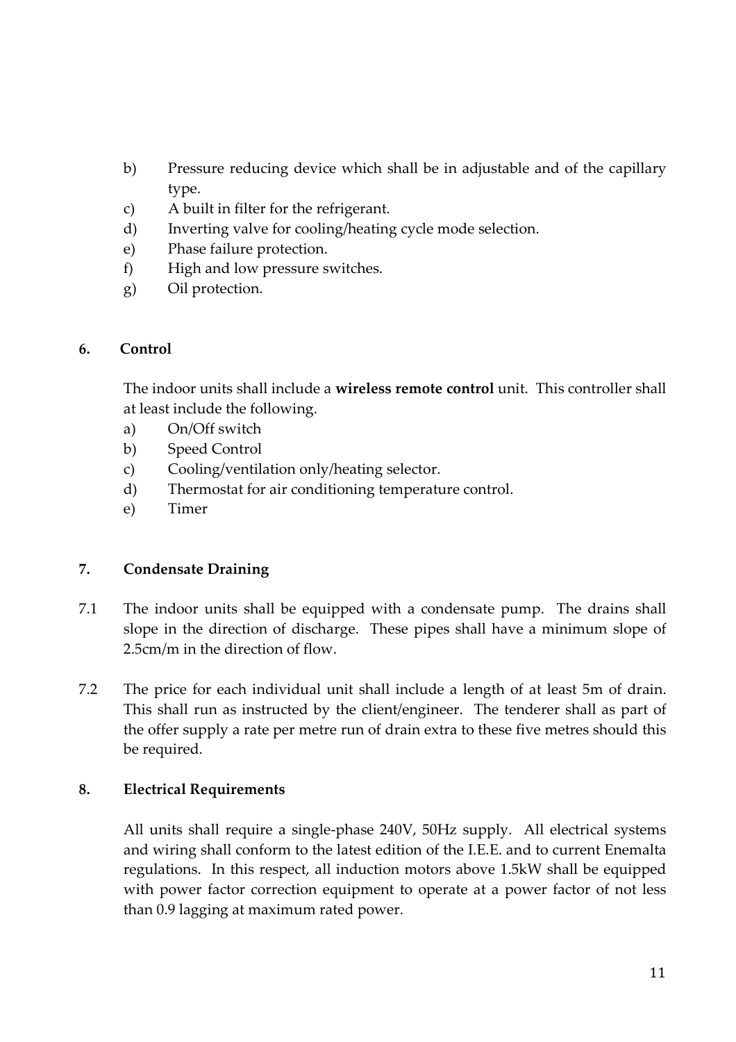b) Pressure reducing device which shall be in adjustable and of the capillary type.
c) A built in filter for the refrigerant.
d) Inverting valve for cooling/heating cycle mode selection.
e) Phase failure protection.
f) High and low pressure switches.
g) Oil protection.

## 6. Control

The indoor units shall include a **wireless remote control** unit. This controller shall at least include the following.

a) On/Off switch
b) Speed Control
c) Cooling/ventilation only/heating selector.
d) Thermostat for air conditioning temperature control.
e) Timer

## 7. Condensate Draining

7.1 The indoor units shall be equipped with a condensate pump. The drains shall slope in the direction of discharge. These pipes shall have a minimum slope of 2.5cm/m in the direction of flow.

7.2 The price for each individual unit shall include a length of at least 5m of drain. This shall run as instructed by the client/engineer. The tenderer shall as part of the offer supply a rate per metre run of drain extra to these five metres should this be required.

## 8. Electrical Requirements

All units shall require a single-phase 240V, 50Hz supply. All electrical systems and wiring shall conform to the latest edition of the I.E.E. and to current Enemalta regulations. In this respect, all induction motors above 1.5kW shall be equipped with power factor correction equipment to operate at a power factor of not less than 0.9 lagging at maximum rated power.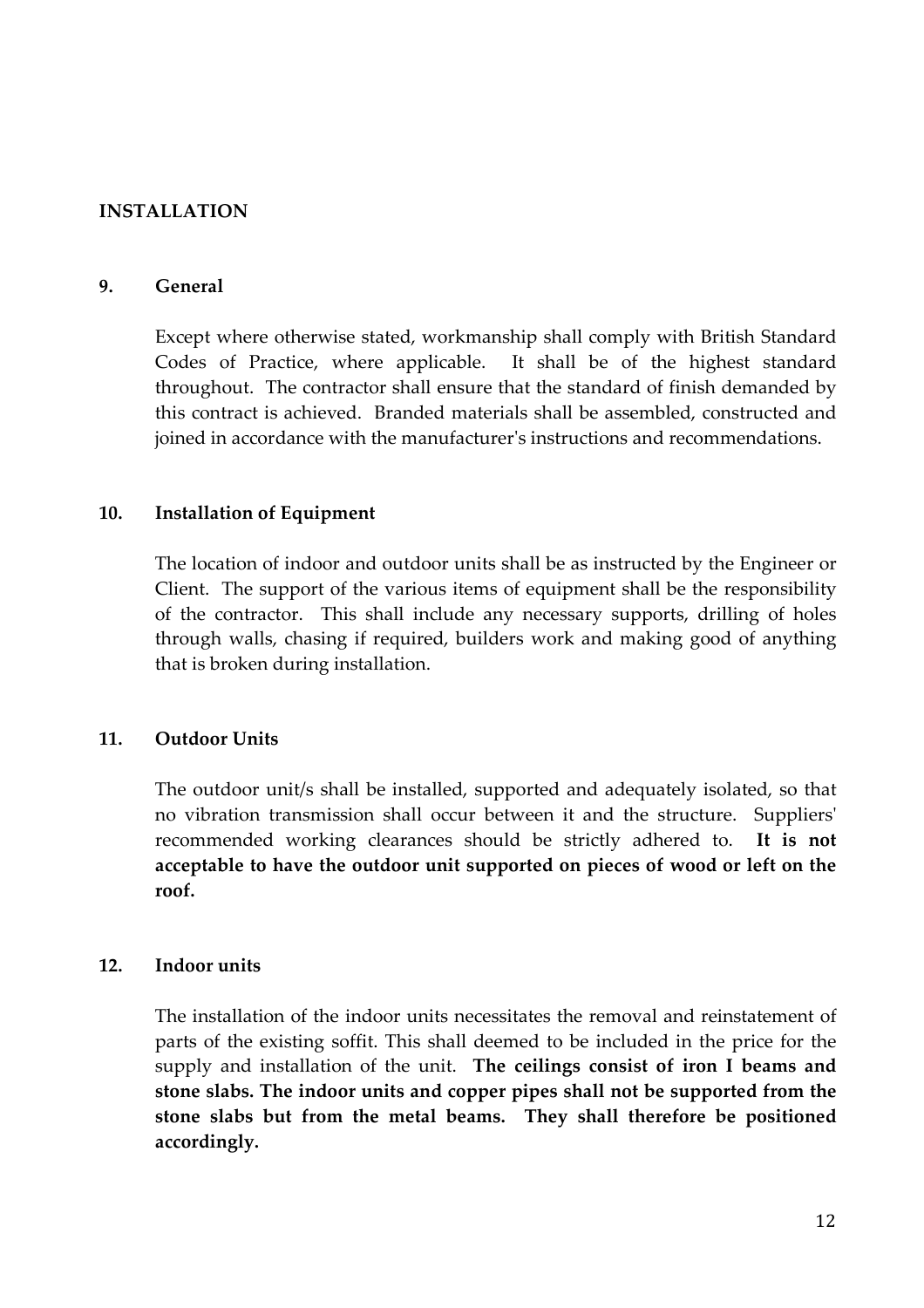# INSTALLATION

## 9. General

Except where otherwise stated, workmanship shall comply with British Standard Codes of Practice, where applicable. It shall be of the highest standard throughout. The contractor shall ensure that the standard of finish demanded by this contract is achieved. Branded materials shall be assembled, constructed and joined in accordance with the manufacturer's instructions and recommendations.

## 10. Installation of Equipment

The location of indoor and outdoor units shall be as instructed by the Engineer or Client. The support of the various items of equipment shall be the responsibility of the contractor. This shall include any necessary supports, drilling of holes through walls, chasing if required, builders work and making good of anything that is broken during installation.

## 11. Outdoor Units

The outdoor unit/s shall be installed, supported and adequately isolated, so that no vibration transmission shall occur between it and the structure. Suppliers' recommended working clearances should be strictly adhered to. **It is not acceptable to have the outdoor unit supported on pieces of wood or left on the roof.**

## 12. Indoor units

The installation of the indoor units necessitates the removal and reinstatement of parts of the existing soffit. This shall deemed to be included in the price for the supply and installation of the unit. **The ceilings consist of iron I beams and stone slabs. The indoor units and copper pipes shall not be supported from the stone slabs but from the metal beams. They shall therefore be positioned accordingly.**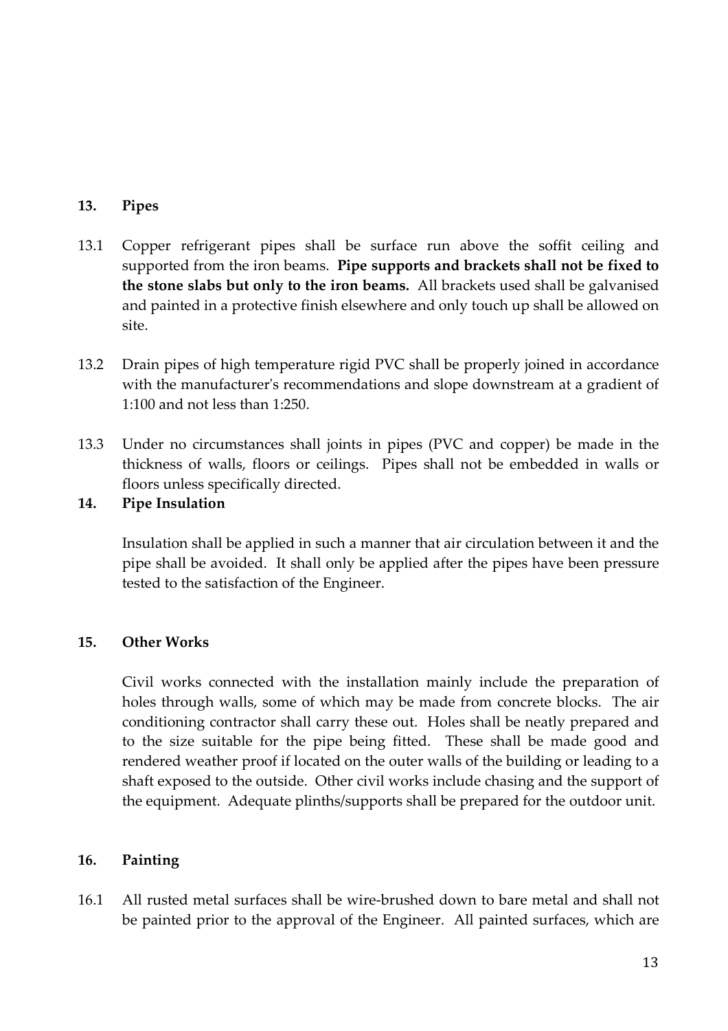## 13. Pipes

13.1 Copper refrigerant pipes shall be surface run above the soffit ceiling and supported from the iron beams. **Pipe supports and brackets shall not be fixed to the stone slabs but only to the iron beams.** All brackets used shall be galvanised and painted in a protective finish elsewhere and only touch up shall be allowed on site.

13.2 Drain pipes of high temperature rigid PVC shall be properly joined in accordance with the manufacturer's recommendations and slope downstream at a gradient of 1:100 and not less than 1:250.

13.3 Under no circumstances shall joints in pipes (PVC and copper) be made in the thickness of walls, floors or ceilings. Pipes shall not be embedded in walls or floors unless specifically directed.

## 14. Pipe Insulation

Insulation shall be applied in such a manner that air circulation between it and the pipe shall be avoided. It shall only be applied after the pipes have been pressure tested to the satisfaction of the Engineer.

## 15. Other Works

Civil works connected with the installation mainly include the preparation of holes through walls, some of which may be made from concrete blocks. The air conditioning contractor shall carry these out. Holes shall be neatly prepared and to the size suitable for the pipe being fitted. These shall be made good and rendered weather proof if located on the outer walls of the building or leading to a shaft exposed to the outside. Other civil works include chasing and the support of the equipment. Adequate plinths/supports shall be prepared for the outdoor unit.

## 16. Painting

16.1 All rusted metal surfaces shall be wire-brushed down to bare metal and shall not be painted prior to the approval of the Engineer. All painted surfaces, which are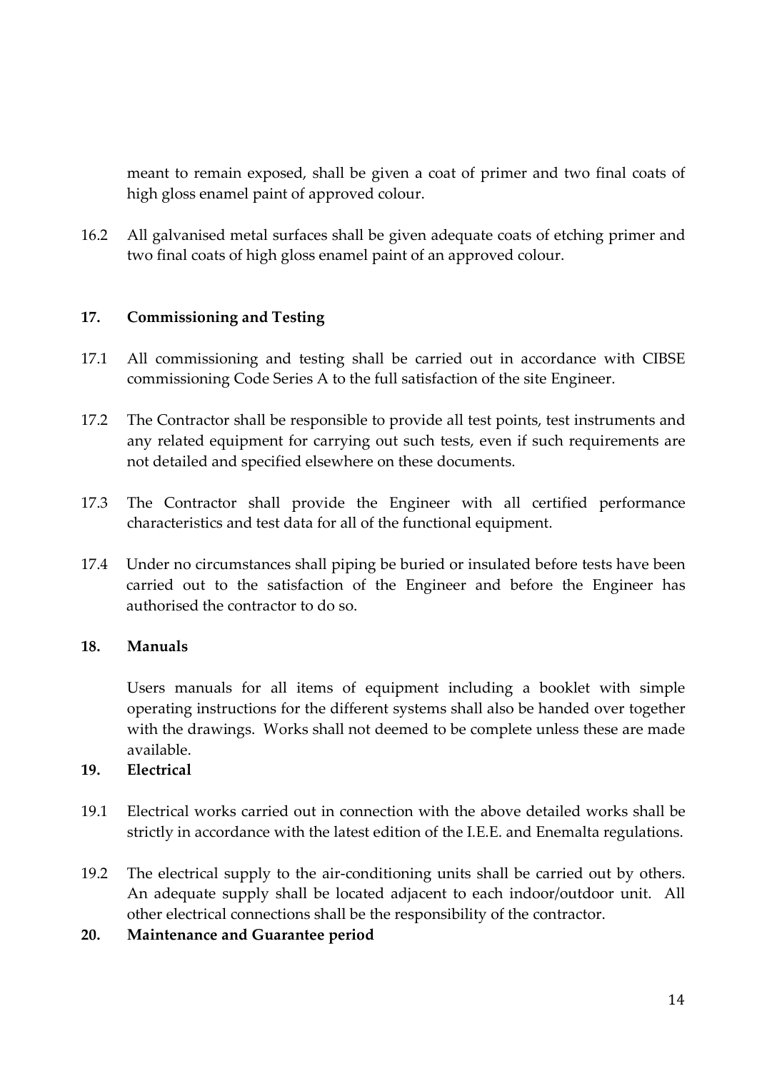meant to remain exposed, shall be given a coat of primer and two final coats of high gloss enamel paint of approved colour.

16.2 All galvanised metal surfaces shall be given adequate coats of etching primer and two final coats of high gloss enamel paint of an approved colour.

## 17. Commissioning and Testing

17.1 All commissioning and testing shall be carried out in accordance with CIBSE commissioning Code Series A to the full satisfaction of the site Engineer.

17.2 The Contractor shall be responsible to provide all test points, test instruments and any related equipment for carrying out such tests, even if such requirements are not detailed and specified elsewhere on these documents.

17.3 The Contractor shall provide the Engineer with all certified performance characteristics and test data for all of the functional equipment.

17.4 Under no circumstances shall piping be buried or insulated before tests have been carried out to the satisfaction of the Engineer and before the Engineer has authorised the contractor to do so.

## 18. Manuals

Users manuals for all items of equipment including a booklet with simple operating instructions for the different systems shall also be handed over together with the drawings. Works shall not deemed to be complete unless these are made available.

## 19. Electrical

19.1 Electrical works carried out in connection with the above detailed works shall be strictly in accordance with the latest edition of the I.E.E. and Enemalta regulations.

19.2 The electrical supply to the air-conditioning units shall be carried out by others. An adequate supply shall be located adjacent to each indoor/outdoor unit. All other electrical connections shall be the responsibility of the contractor.

## 20. Maintenance and Guarantee period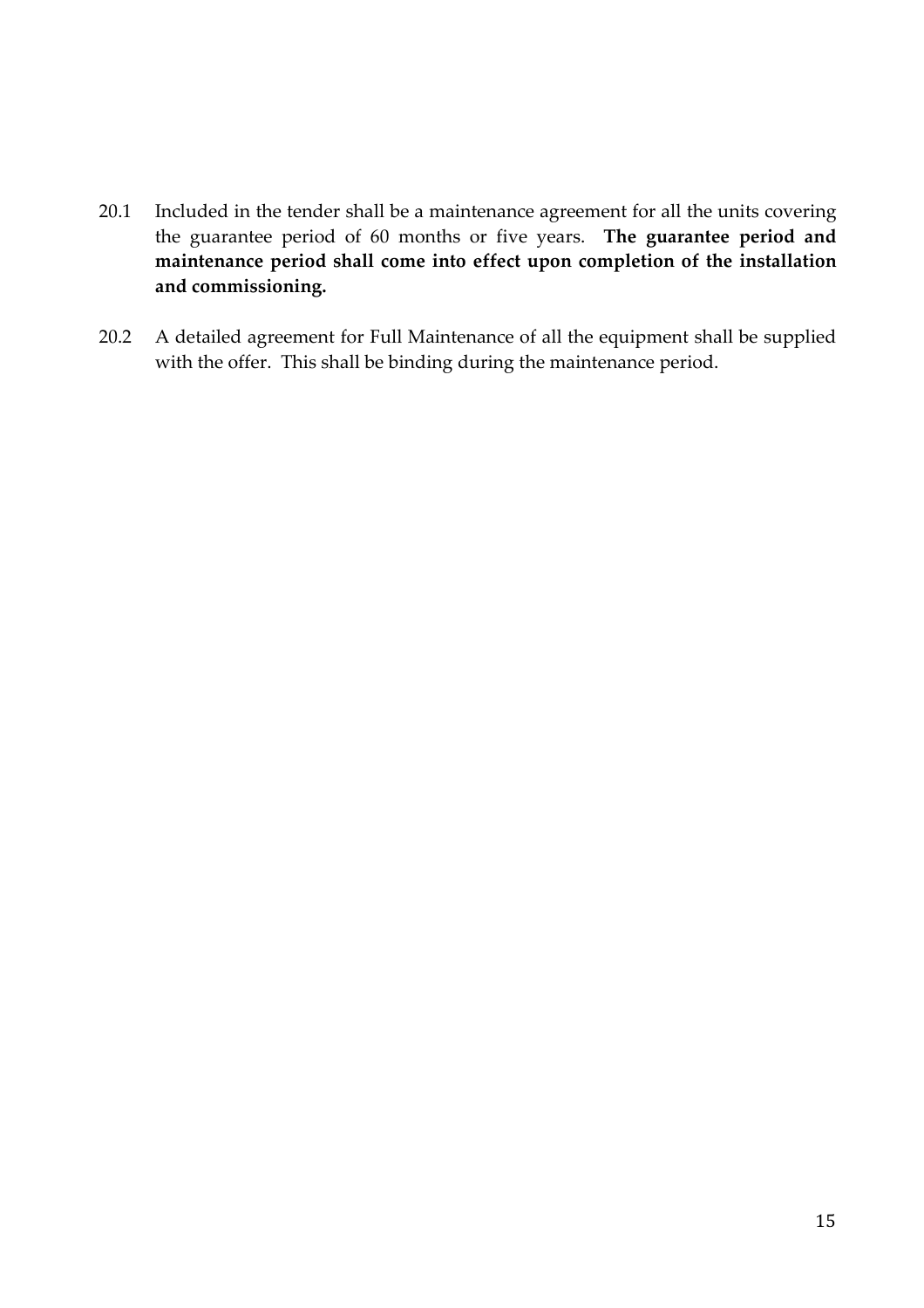20.1 Included in the tender shall be a maintenance agreement for all the units covering the guarantee period of 60 months or five years. **The guarantee period and maintenance period shall come into effect upon completion of the installation and commissioning.**

20.2 A detailed agreement for Full Maintenance of all the equipment shall be supplied with the offer. This shall be binding during the maintenance period.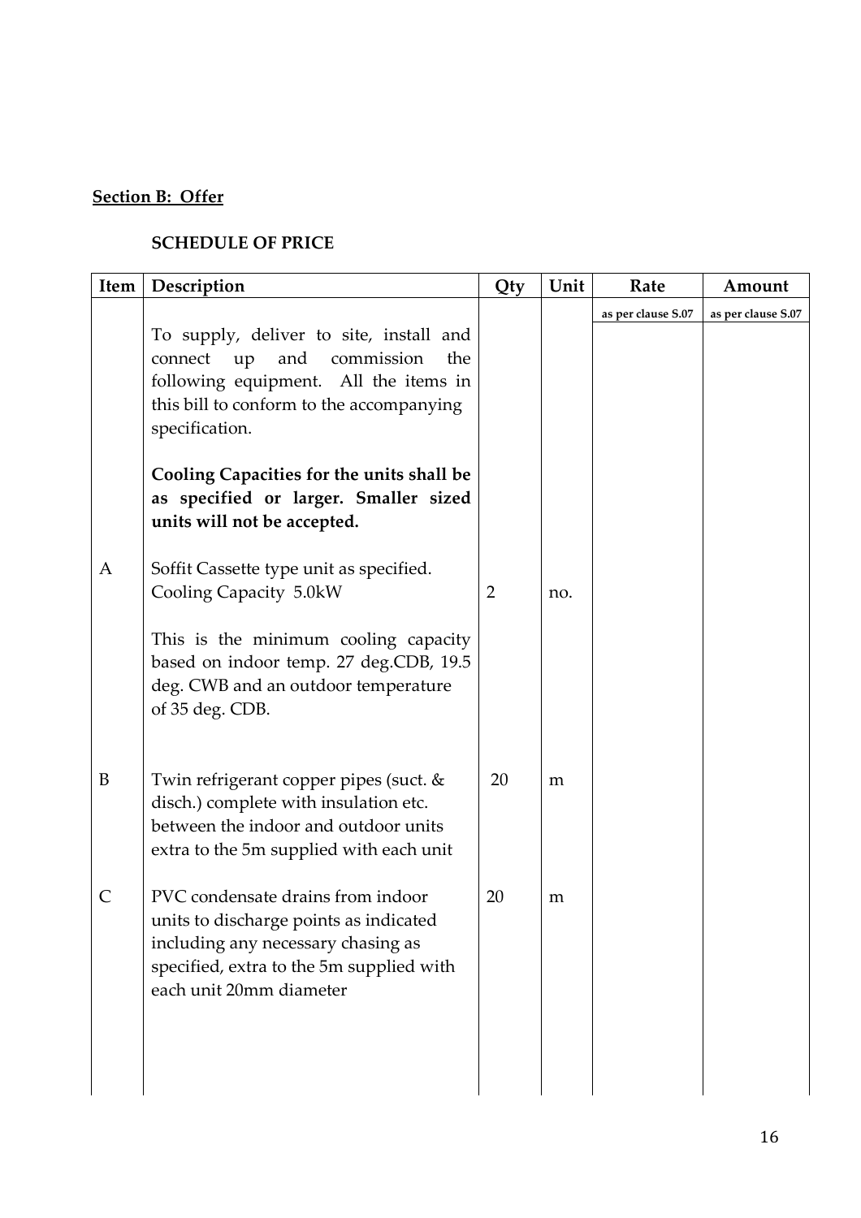**Section B: Offer**

**SCHEDULE OF PRICE**

| Item | Description | Qty | Unit | Rate | Amount |
|---|---|---|---|---|---|
| | | | | as per clause S.07 | as per clause S.07 |
| | To supply, deliver to site, install and connect up and commission the following equipment. All the items in this bill to conform to the accompanying specification. | | | | |
| | **Cooling Capacities for the units shall be as specified or larger. Smaller sized units will not be accepted.** | | | | |
| A | Soffit Cassette type unit as specified. Cooling Capacity 5.0kW | 2 | no. | | |
| | This is the minimum cooling capacity based on indoor temp. 27 deg.CDB, 19.5 deg. CWB and an outdoor temperature of 35 deg. CDB. | | | | |
| B | Twin refrigerant copper pipes (suct. & disch.) complete with insulation etc. between the indoor and outdoor units extra to the 5m supplied with each unit | 20 | m | | |
| C | PVC condensate drains from indoor units to discharge points as indicated including any necessary chasing as specified, extra to the 5m supplied with each unit 20mm diameter | 20 | m | | |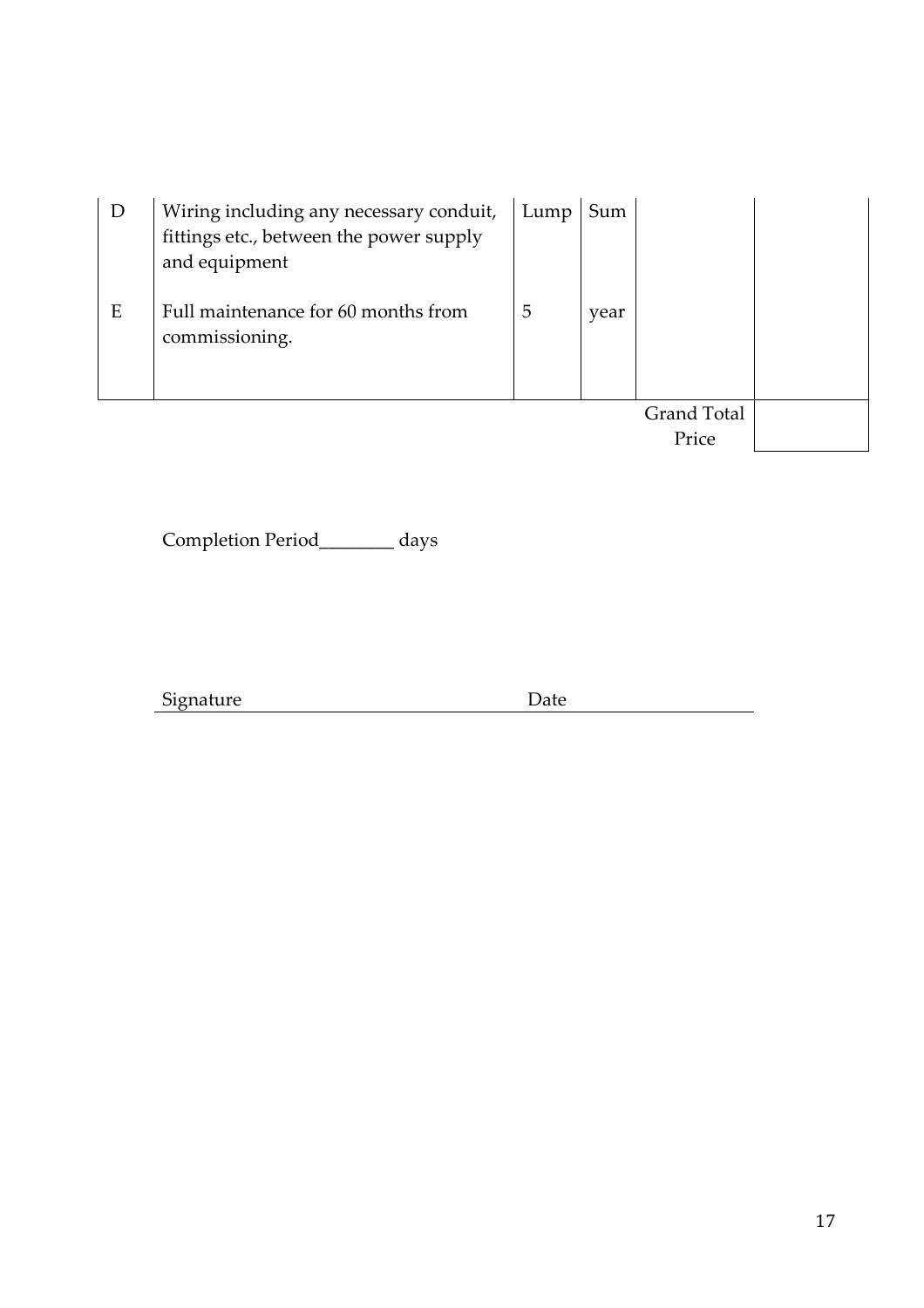| | | | | | |
|---|---|---|---|---|---|
| D | Wiring including any necessary conduit, fittings etc., between the power supply and equipment | Lump | Sum | | |
| E | Full maintenance for 60 months from commissioning. | 5 | year | | |
| | | | | Grand Total Price | |

Completion Period________ days

Signature Date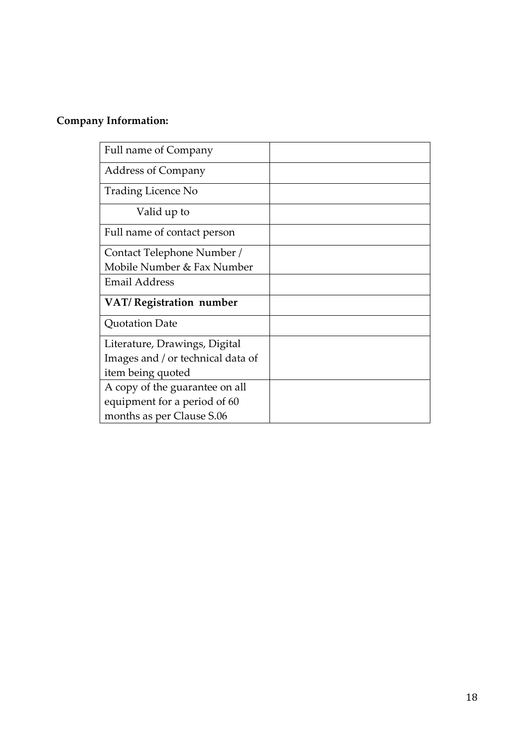**Company Information:**

| | |
|---|---|
| Full name of Company | |
| Address of Company | |
| Trading Licence No | |
| Valid up to | |
| Full name of contact person | |
| Contact Telephone Number / Mobile Number & Fax Number | |
| Email Address | |
| **VAT/ Registration number** | |
| Quotation Date | |
| Literature, Drawings, Digital Images and / or technical data of item being quoted | |
| A copy of the guarantee on all equipment for a period of 60 months as per Clause S.06 | |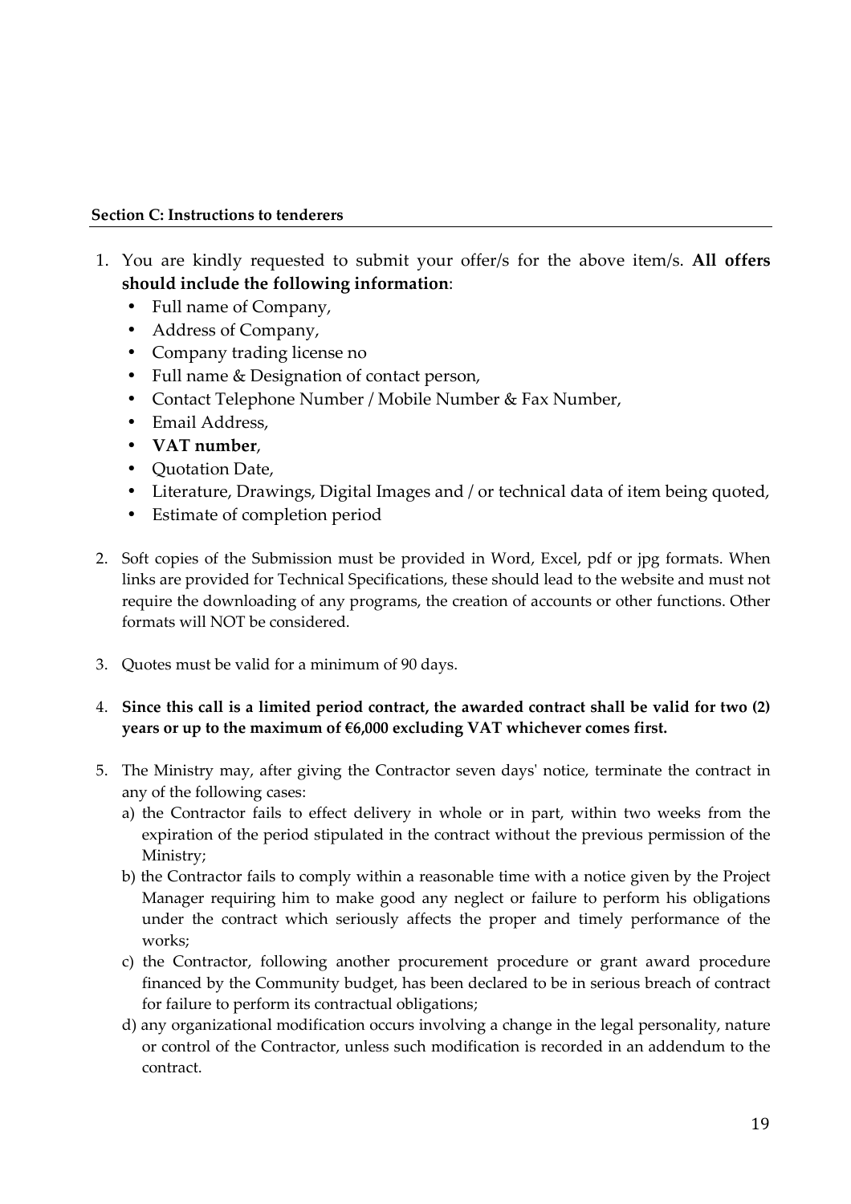**Section C: Instructions to tenderers**

1. You are kindly requested to submit your offer/s for the above item/s. **All offers should include the following information**:
   - Full name of Company,
   - Address of Company,
   - Company trading license no
   - Full name & Designation of contact person,
   - Contact Telephone Number / Mobile Number & Fax Number,
   - Email Address,
   - **VAT number**,
   - Quotation Date,
   - Literature, Drawings, Digital Images and / or technical data of item being quoted,
   - Estimate of completion period

2. Soft copies of the Submission must be provided in Word, Excel, pdf or jpg formats. When links are provided for Technical Specifications, these should lead to the website and must not require the downloading of any programs, the creation of accounts or other functions. Other formats will NOT be considered.

3. Quotes must be valid for a minimum of 90 days.

4. **Since this call is a limited period contract, the awarded contract shall be valid for two (2) years or up to the maximum of €6,000 excluding VAT whichever comes first.**

5. The Ministry may, after giving the Contractor seven days' notice, terminate the contract in any of the following cases:
   a) the Contractor fails to effect delivery in whole or in part, within two weeks from the expiration of the period stipulated in the contract without the previous permission of the Ministry;
   b) the Contractor fails to comply within a reasonable time with a notice given by the Project Manager requiring him to make good any neglect or failure to perform his obligations under the contract which seriously affects the proper and timely performance of the works;
   c) the Contractor, following another procurement procedure or grant award procedure financed by the Community budget, has been declared to be in serious breach of contract for failure to perform its contractual obligations;
   d) any organizational modification occurs involving a change in the legal personality, nature or control of the Contractor, unless such modification is recorded in an addendum to the contract.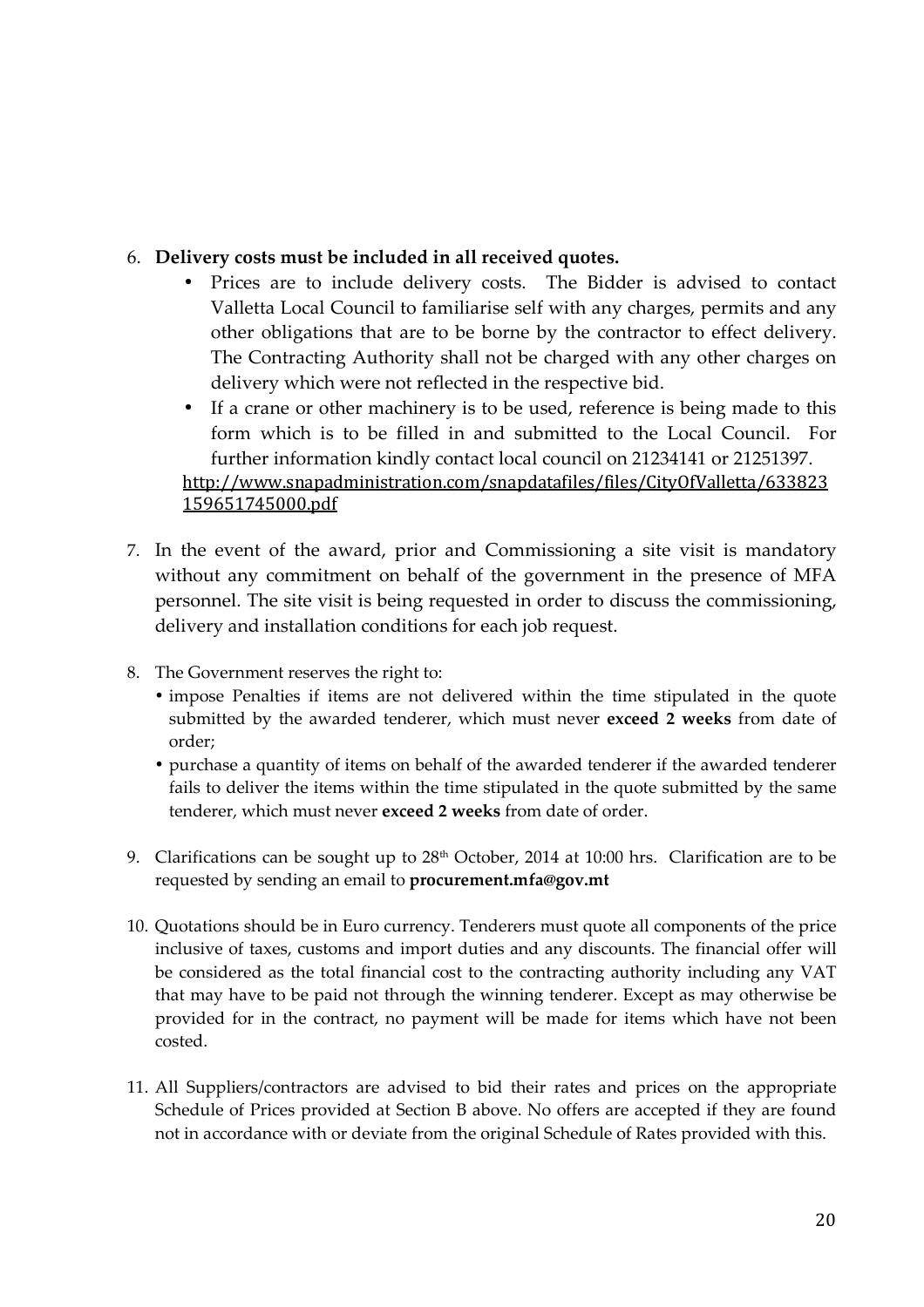6. **Delivery costs must be included in all received quotes.**
   - Prices are to include delivery costs. The Bidder is advised to contact Valletta Local Council to familiarise self with any charges, permits and any other obligations that are to be borne by the contractor to effect delivery. The Contracting Authority shall not be charged with any other charges on delivery which were not reflected in the respective bid.
   - If a crane or other machinery is to be used, reference is being made to this form which is to be filled in and submitted to the Local Council. For further information kindly contact local council on 21234141 or 21251397.

   http://www.snapadministration.com/snapdatafiles/files/CityOfValletta/633823159651745000.pdf

7. In the event of the award, prior and Commissioning a site visit is mandatory without any commitment on behalf of the government in the presence of MFA personnel. The site visit is being requested in order to discuss the commissioning, delivery and installation conditions for each job request.

8. The Government reserves the right to:
   - impose Penalties if items are not delivered within the time stipulated in the quote submitted by the awarded tenderer, which must never **exceed 2 weeks** from date of order;
   - purchase a quantity of items on behalf of the awarded tenderer if the awarded tenderer fails to deliver the items within the time stipulated in the quote submitted by the same tenderer, which must never **exceed 2 weeks** from date of order.

9. Clarifications can be sought up to 28th October, 2014 at 10:00 hrs. Clarification are to be requested by sending an email to **procurement.mfa@gov.mt**

10. Quotations should be in Euro currency. Tenderers must quote all components of the price inclusive of taxes, customs and import duties and any discounts. The financial offer will be considered as the total financial cost to the contracting authority including any VAT that may have to be paid not through the winning tenderer. Except as may otherwise be provided for in the contract, no payment will be made for items which have not been costed.

11. All Suppliers/contractors are advised to bid their rates and prices on the appropriate Schedule of Prices provided at Section B above. No offers are accepted if they are found not in accordance with or deviate from the original Schedule of Rates provided with this.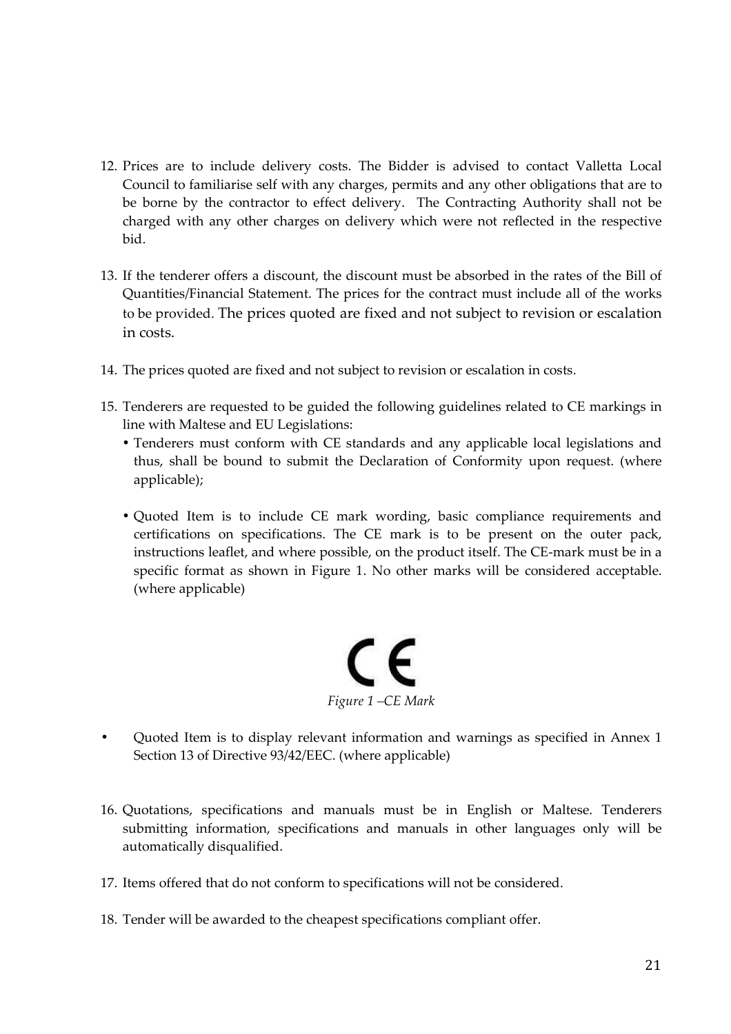12. Prices are to include delivery costs. The Bidder is advised to contact Valletta Local Council to familiarise self with any charges, permits and any other obligations that are to be borne by the contractor to effect delivery. The Contracting Authority shall not be charged with any other charges on delivery which were not reflected in the respective bid.

13. If the tenderer offers a discount, the discount must be absorbed in the rates of the Bill of Quantities/Financial Statement. The prices for the contract must include all of the works to be provided. The prices quoted are fixed and not subject to revision or escalation in costs.

14. The prices quoted are fixed and not subject to revision or escalation in costs.

15. Tenderers are requested to be guided the following guidelines related to CE markings in line with Maltese and EU Legislations:
    - Tenderers must conform with CE standards and any applicable local legislations and thus, shall be bound to submit the Declaration of Conformity upon request. (where applicable);
    - Quoted Item is to include CE mark wording, basic compliance requirements and certifications on specifications. The CE mark is to be present on the outer pack, instructions leaflet, and where possible, on the product itself. The CE-mark must be in a specific format as shown in Figure 1. No other marks will be considered acceptable. (where applicable)

CE

*Figure 1 –CE Mark*

- Quoted Item is to display relevant information and warnings as specified in Annex 1 Section 13 of Directive 93/42/EEC. (where applicable)

16. Quotations, specifications and manuals must be in English or Maltese. Tenderers submitting information, specifications and manuals in other languages only will be automatically disqualified.

17. Items offered that do not conform to specifications will not be considered.

18. Tender will be awarded to the cheapest specifications compliant offer.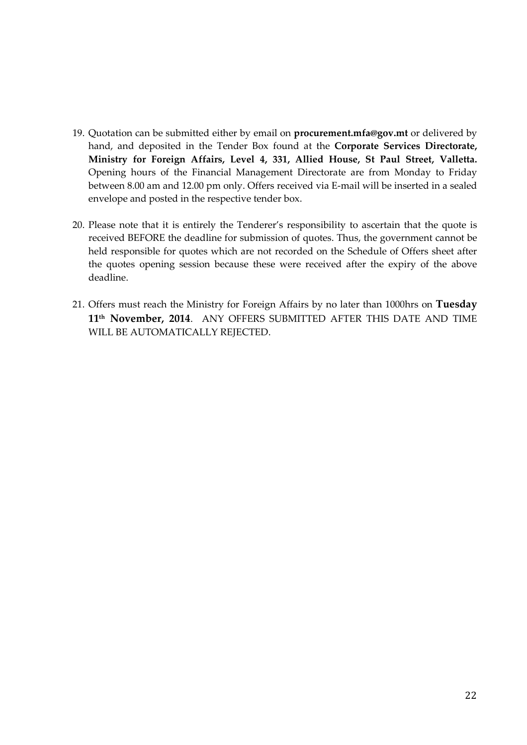19. Quotation can be submitted either by email on **procurement.mfa@gov.mt** or delivered by hand, and deposited in the Tender Box found at the **Corporate Services Directorate, Ministry for Foreign Affairs, Level 4, 331, Allied House, St Paul Street, Valletta.** Opening hours of the Financial Management Directorate are from Monday to Friday between 8.00 am and 12.00 pm only. Offers received via E-mail will be inserted in a sealed envelope and posted in the respective tender box.

20. Please note that it is entirely the Tenderer's responsibility to ascertain that the quote is received BEFORE the deadline for submission of quotes. Thus, the government cannot be held responsible for quotes which are not recorded on the Schedule of Offers sheet after the quotes opening session because these were received after the expiry of the above deadline.

21. Offers must reach the Ministry for Foreign Affairs by no later than 1000hrs on **Tuesday 11th November, 2014**. ANY OFFERS SUBMITTED AFTER THIS DATE AND TIME WILL BE AUTOMATICALLY REJECTED.